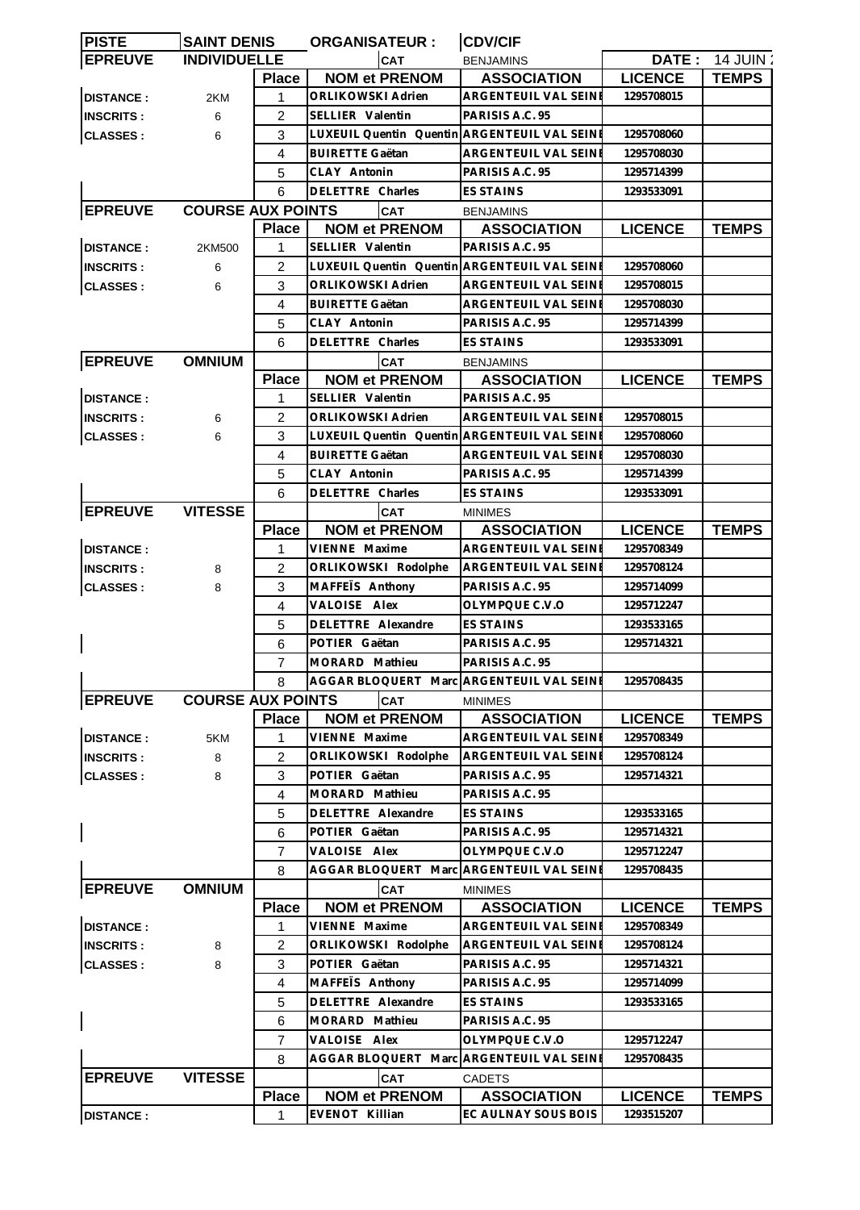| PISTE | SAINT DENIS | ORGANISATEUR : | | CDV/CIF | | |
|---|---|---|---|---|---|---|
| **EPREUVE** | **INDIVIDUELLE** | | CAT | BENJAMINS | DATE : | 14 JUIN |

| | | Place | NOM et PRENOM | ASSOCIATION | LICENCE | TEMPS |
|---|---|---|---|---|---|---|
| DISTANCE : | 2KM | 1 | ORLIKOWSKI Adrien | ARGENTEUIL VAL SEINE | 1295708015 | |
| INSCRITS : | 6 | 2 | SELLIER Valentin | PARISIS A.C. 95 | | |
| CLASSES : | 6 | 3 | LUXEUIL Quentin Quentin | ARGENTEUIL VAL SEINE | 1295708060 | |
| | | 4 | BUIRETTE Gaëtan | ARGENTEUIL VAL SEINE | 1295708030 | |
| | | 5 | CLAY Antonin | PARISIS A.C. 95 | 1295714399 | |
| | | 6 | DELETTRE Charles | ES STAINS | 1293533091 | |

| **EPREUVE** | **COURSE AUX POINTS** | | CAT | BENJAMINS | | |
|---|---|---|---|---|---|---|
| | | Place | NOM et PRENOM | ASSOCIATION | LICENCE | TEMPS |
| DISTANCE : | 2KM500 | 1 | SELLIER Valentin | PARISIS A.C. 95 | | |
| INSCRITS : | 6 | 2 | LUXEUIL Quentin Quentin | ARGENTEUIL VAL SEINE | 1295708060 | |
| CLASSES : | 6 | 3 | ORLIKOWSKI Adrien | ARGENTEUIL VAL SEINE | 1295708015 | |
| | | 4 | BUIRETTE Gaëtan | ARGENTEUIL VAL SEINE | 1295708030 | |
| | | 5 | CLAY Antonin | PARISIS A.C. 95 | 1295714399 | |
| | | 6 | DELETTRE Charles | ES STAINS | 1293533091 | |

| **EPREUVE** | **OMNIUM** | | CAT | BENJAMINS | | |
|---|---|---|---|---|---|---|
| | | Place | NOM et PRENOM | ASSOCIATION | LICENCE | TEMPS |
| DISTANCE : | | 1 | SELLIER Valentin | PARISIS A.C. 95 | | |
| INSCRITS : | 6 | 2 | ORLIKOWSKI Adrien | ARGENTEUIL VAL SEINE | 1295708015 | |
| CLASSES : | 6 | 3 | LUXEUIL Quentin Quentin | ARGENTEUIL VAL SEINE | 1295708060 | |
| | | 4 | BUIRETTE Gaëtan | ARGENTEUIL VAL SEINE | 1295708030 | |
| | | 5 | CLAY Antonin | PARISIS A.C. 95 | 1295714399 | |
| | | 6 | DELETTRE Charles | ES STAINS | 1293533091 | |

| **EPREUVE** | **VITESSE** | | CAT | MINIMES | | |
|---|---|---|---|---|---|---|
| | | Place | NOM et PRENOM | ASSOCIATION | LICENCE | TEMPS |
| DISTANCE : | | 1 | VIENNE Maxime | ARGENTEUIL VAL SEINE | 1295708349 | |
| INSCRITS : | 8 | 2 | ORLIKOWSKI Rodolphe | ARGENTEUIL VAL SEINE | 1295708124 | |
| CLASSES : | 8 | 3 | MAFFEÏS Anthony | PARISIS A.C. 95 | 1295714099 | |
| | | 4 | VALOISE Alex | OLYMPQUE C.V.O | 1295712247 | |
| | | 5 | DELETTRE Alexandre | ES STAINS | 1293533165 | |
| | | 6 | POTIER Gaëtan | PARISIS A.C. 95 | 1295714321 | |
| | | 7 | MORARD Mathieu | PARISIS A.C. 95 | | |
| | | 8 | AGGAR BLOQUERT Marc | ARGENTEUIL VAL SEINE | 1295708435 | |

| **EPREUVE** | **COURSE AUX POINTS** | | CAT | MINIMES | | |
|---|---|---|---|---|---|---|
| | | Place | NOM et PRENOM | ASSOCIATION | LICENCE | TEMPS |
| DISTANCE : | 5KM | 1 | VIENNE Maxime | ARGENTEUIL VAL SEINE | 1295708349 | |
| INSCRITS : | 8 | 2 | ORLIKOWSKI Rodolphe | ARGENTEUIL VAL SEINE | 1295708124 | |
| CLASSES : | 8 | 3 | POTIER Gaëtan | PARISIS A.C. 95 | 1295714321 | |
| | | 4 | MORARD Mathieu | PARISIS A.C. 95 | | |
| | | 5 | DELETTRE Alexandre | ES STAINS | 1293533165 | |
| | | 6 | POTIER Gaëtan | PARISIS A.C. 95 | 1295714321 | |
| | | 7 | VALOISE Alex | OLYMPQUE C.V.O | 1295712247 | |
| | | 8 | AGGAR BLOQUERT Marc | ARGENTEUIL VAL SEINE | 1295708435 | |

| **EPREUVE** | **OMNIUM** | | CAT | MINIMES | | |
|---|---|---|---|---|---|---|
| | | Place | NOM et PRENOM | ASSOCIATION | LICENCE | TEMPS |
| DISTANCE : | | 1 | VIENNE Maxime | ARGENTEUIL VAL SEINE | 1295708349 | |
| INSCRITS : | 8 | 2 | ORLIKOWSKI Rodolphe | ARGENTEUIL VAL SEINE | 1295708124 | |
| CLASSES : | 8 | 3 | POTIER Gaëtan | PARISIS A.C. 95 | 1295714321 | |
| | | 4 | MAFFEÏS Anthony | PARISIS A.C. 95 | 1295714099 | |
| | | 5 | DELETTRE Alexandre | ES STAINS | 1293533165 | |
| | | 6 | MORARD Mathieu | PARISIS A.C. 95 | | |
| | | 7 | VALOISE Alex | OLYMPQUE C.V.O | 1295712247 | |
| | | 8 | AGGAR BLOQUERT Marc | ARGENTEUIL VAL SEINE | 1295708435 | |

| **EPREUVE** | **VITESSE** | | CAT | CADETS | | |
|---|---|---|---|---|---|---|
| | | Place | NOM et PRENOM | ASSOCIATION | LICENCE | TEMPS |
| DISTANCE : | | 1 | EVENOT Killian | EC AULNAY SOUS BOIS | 1293515207 | |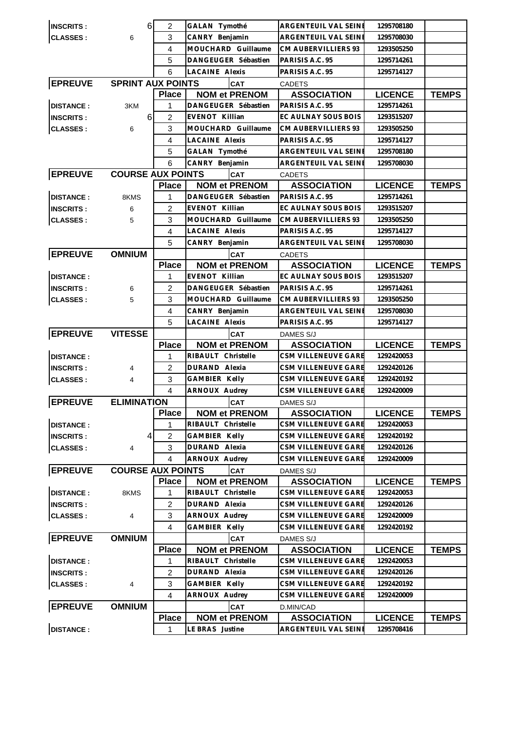| | | | | | | |
|---|---|---|---|---|---|---|
| **INSCRITS :** | 6 | 2 | GALAN Tymothé | ARGENTEUIL VAL SEINE | 1295708180 | |
| **CLASSES :** | 6 | 3 | CANRY Benjamin | ARGENTEUIL VAL SEINE | 1295708030 | |
| | | 4 | MOUCHARD Guillaume | CM AUBERVILLIERS 93 | 1293505250 | |
| | | 5 | DANGEUGER Sébastien | PARISIS A.C. 95 | 1295714261 | |
| | | 6 | LACAINE Alexis | PARISIS A.C. 95 | 1295714127 | |

| **EPREUVE** | **SPRINT AUX POINTS** | | **CAT** | CADETS | | |
|---|---|---|---|---|---|---|
| | | **Place** | **NOM et PRENOM** | **ASSOCIATION** | **LICENCE** | **TEMPS** |
| **DISTANCE :** | 3KM | 1 | DANGEUGER Sébastien | PARISIS A.C. 95 | 1295714261 | |
| **INSCRITS :** | 6 | 2 | EVENOT Killian | EC AULNAY SOUS BOIS | 1293515207 | |
| **CLASSES :** | 6 | 3 | MOUCHARD Guillaume | CM AUBERVILLIERS 93 | 1293505250 | |
| | | 4 | LACAINE Alexis | PARISIS A.C. 95 | 1295714127 | |
| | | 5 | GALAN Tymothé | ARGENTEUIL VAL SEINE | 1295708180 | |
| | | 6 | CANRY Benjamin | ARGENTEUIL VAL SEINE | 1295708030 | |

| **EPREUVE** | **COURSE AUX POINTS** | | **CAT** | CADETS | | |
|---|---|---|---|---|---|---|
| | | **Place** | **NOM et PRENOM** | **ASSOCIATION** | **LICENCE** | **TEMPS** |
| **DISTANCE :** | 8KMS | 1 | DANGEUGER Sébastien | PARISIS A.C. 95 | 1295714261 | |
| **INSCRITS :** | 6 | 2 | EVENOT Killian | EC AULNAY SOUS BOIS | 1293515207 | |
| **CLASSES :** | 5 | 3 | MOUCHARD Guillaume | CM AUBERVILLIERS 93 | 1293505250 | |
| | | 4 | LACAINE Alexis | PARISIS A.C. 95 | 1295714127 | |
| | | 5 | CANRY Benjamin | ARGENTEUIL VAL SEINE | 1295708030 | |

| **EPREUVE** | **OMNIUM** | | **CAT** | CADETS | | |
|---|---|---|---|---|---|---|
| | | **Place** | **NOM et PRENOM** | **ASSOCIATION** | **LICENCE** | **TEMPS** |
| **DISTANCE :** | | 1 | EVENOT Killian | EC AULNAY SOUS BOIS | 1293515207 | |
| **INSCRITS :** | 6 | 2 | DANGEUGER Sébastien | PARISIS A.C. 95 | 1295714261 | |
| **CLASSES :** | 5 | 3 | MOUCHARD Guillaume | CM AUBERVILLIERS 93 | 1293505250 | |
| | | 4 | CANRY Benjamin | ARGENTEUIL VAL SEINE | 1295708030 | |
| | | 5 | LACAINE Alexis | PARISIS A.C. 95 | 1295714127 | |

| **EPREUVE** | **VITESSE** | | **CAT** | DAMES S/J | | |
|---|---|---|---|---|---|---|
| | | **Place** | **NOM et PRENOM** | **ASSOCIATION** | **LICENCE** | **TEMPS** |
| **DISTANCE :** | | 1 | RIBAULT Christelle | CSM VILLENEUVE GARE | 1292420053 | |
| **INSCRITS :** | 4 | 2 | DURAND Alexia | CSM VILLENEUVE GARE | 1292420126 | |
| **CLASSES :** | 4 | 3 | GAMBIER Kelly | CSM VILLENEUVE GARE | 1292420192 | |
| | | 4 | ARNOUX Audrey | CSM VILLENEUVE GARE | 1292420009 | |

| **EPREUVE** | **ELIMINATION** | | **CAT** | DAMES S/J | | |
|---|---|---|---|---|---|---|
| | | **Place** | **NOM et PRENOM** | **ASSOCIATION** | **LICENCE** | **TEMPS** |
| **DISTANCE :** | | 1 | RIBAULT Christelle | CSM VILLENEUVE GARE | 1292420053 | |
| **INSCRITS :** | 4 | 2 | GAMBIER Kelly | CSM VILLENEUVE GARE | 1292420192 | |
| **CLASSES :** | 4 | 3 | DURAND Alexia | CSM VILLENEUVE GARE | 1292420126 | |
| | | 4 | ARNOUX Audrey | CSM VILLENEUVE GARE | 1292420009 | |

| **EPREUVE** | **COURSE AUX POINTS** | | **CAT** | DAMES S/J | | |
|---|---|---|---|---|---|---|
| | | **Place** | **NOM et PRENOM** | **ASSOCIATION** | **LICENCE** | **TEMPS** |
| **DISTANCE :** | 8KMS | 1 | RIBAULT Christelle | CSM VILLENEUVE GARE | 1292420053 | |
| **INSCRITS :** | | 2 | DURAND Alexia | CSM VILLENEUVE GARE | 1292420126 | |
| **CLASSES :** | 4 | 3 | ARNOUX Audrey | CSM VILLENEUVE GARE | 1292420009 | |
| | | 4 | GAMBIER Kelly | CSM VILLENEUVE GARE | 1292420192 | |

| **EPREUVE** | **OMNIUM** | | **CAT** | DAMES S/J | | |
|---|---|---|---|---|---|---|
| | | **Place** | **NOM et PRENOM** | **ASSOCIATION** | **LICENCE** | **TEMPS** |
| **DISTANCE :** | | 1 | RIBAULT Christelle | CSM VILLENEUVE GARE | 1292420053 | |
| **INSCRITS :** | | 2 | DURAND Alexia | CSM VILLENEUVE GARE | 1292420126 | |
| **CLASSES :** | 4 | 3 | GAMBIER Kelly | CSM VILLENEUVE GARE | 1292420192 | |
| | | 4 | ARNOUX Audrey | CSM VILLENEUVE GARE | 1292420009 | |

| **EPREUVE** | **OMNIUM** | | **CAT** | D.MIN/CAD | | |
|---|---|---|---|---|---|---|
| | | **Place** | **NOM et PRENOM** | **ASSOCIATION** | **LICENCE** | **TEMPS** |
| **DISTANCE :** | | 1 | LE BRAS Justine | ARGENTEUIL VAL SEINE | 1295708416 | |